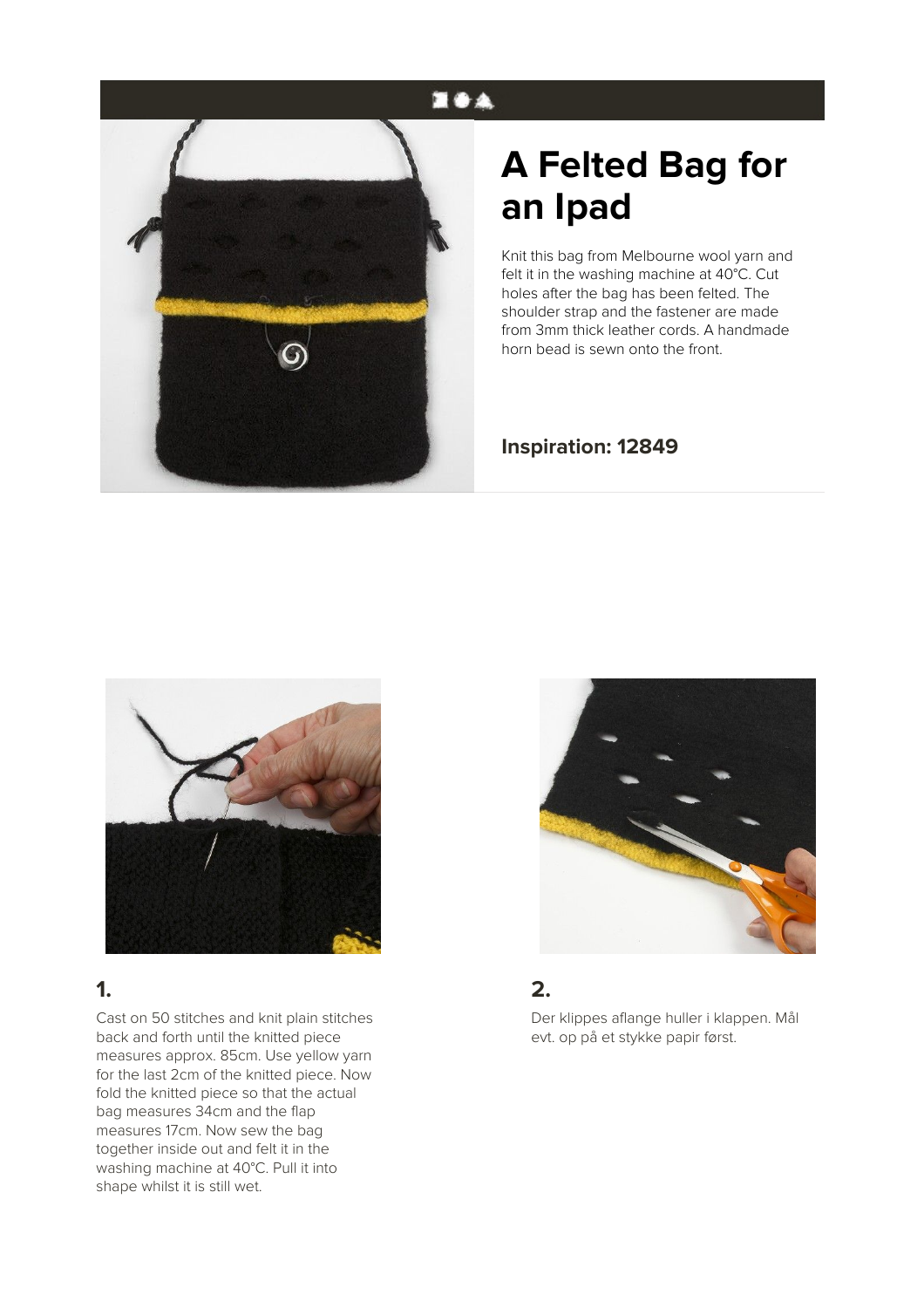# A Felted Bag for an Ipad

Knit this bag from Melbourne wool yarn and felt it in the washing machine at 40°C. Cut holes after the bag has been felted. The shoulder strap and the fastener are made from 3mm thick leather cords. A handmade horn bead is sewn onto the front.

**Inspiration: 12849**

## 1.

Cast on 50 stitches and knit plain stitches back and forth until the knitted piece measures approx. 85cm. Use yellow yarn for the last 2cm of the knitted piece. Now fold the knitted piece so that the actual bag measures 34cm and the flap measures 17cm. Now sew the bag together inside out and felt it in the washing machine at 40°C. Pull it into shape whilst it is still wet.

## 2.

Der klippes aflange huller i klappen. Mål evt. op på et stykke papir først.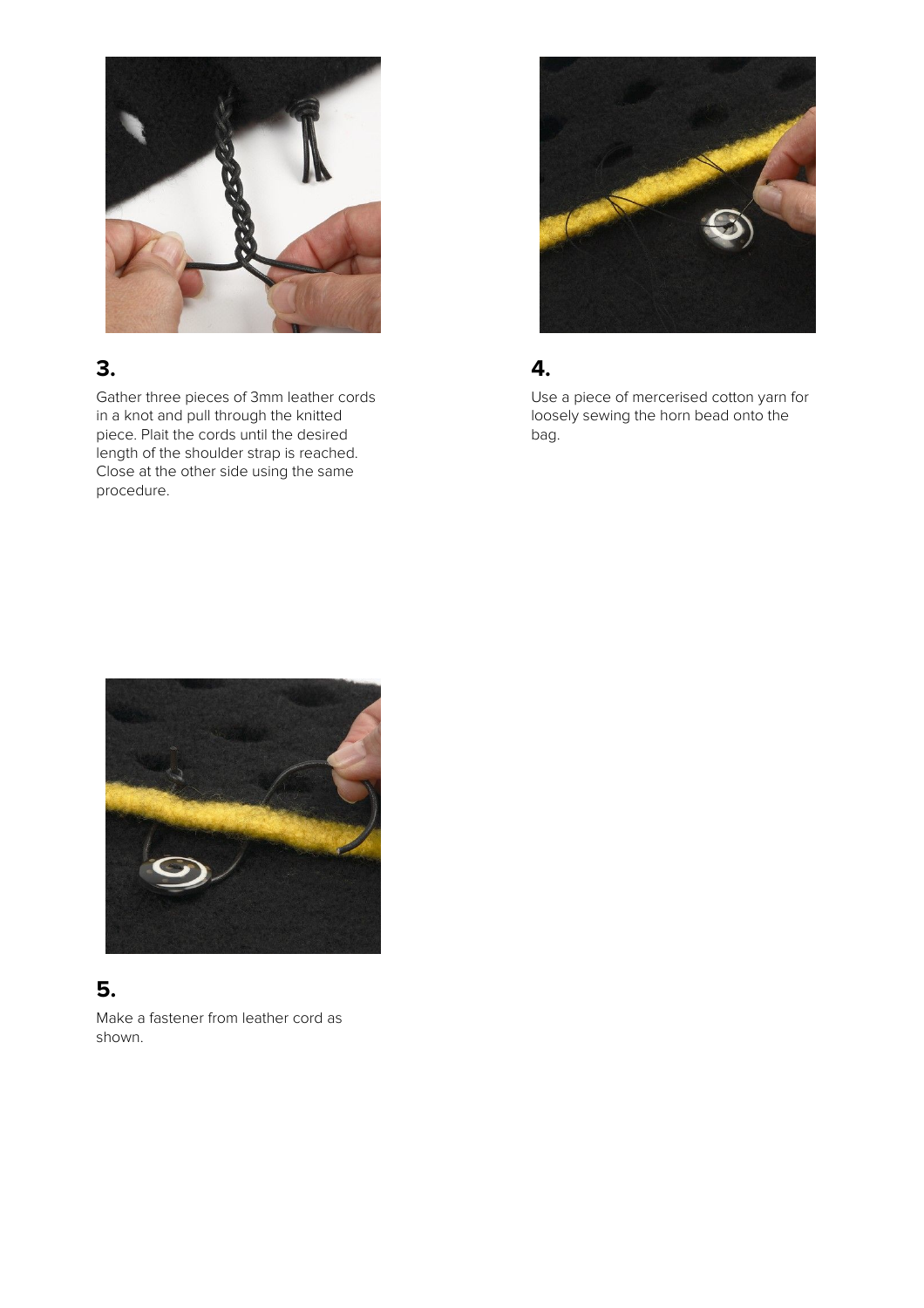### 3.

Gather three pieces of 3mm leather cords in a knot and pull through the knitted piece. Plait the cords until the desired length of the shoulder strap is reached. Close at the other side using the same procedure.

### 4.

Use a piece of mercerised cotton yarn for loosely sewing the horn bead onto the bag.

### 5.

Make a fastener from leather cord as shown.